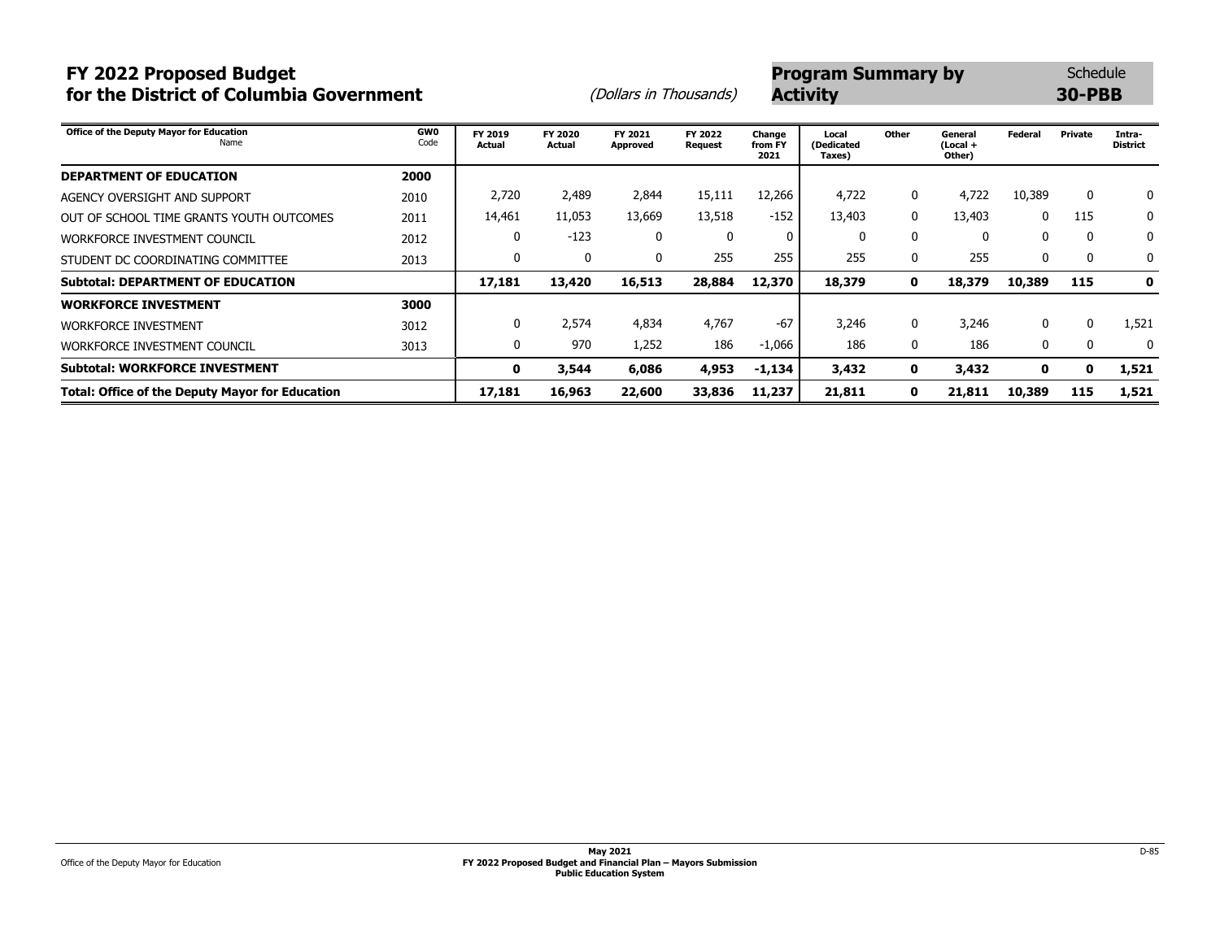# FY 2022 Proposed Budget for the District of Columbia Government

*(Dollars in Thousands)*

## Program Summary by Activity

Schedule **30-PBB**

| Office of the Deputy Mayor for Education Name | GW0 Code | FY 2019 Actual | FY 2020 Actual | FY 2021 Approved | FY 2022 Request | Change from FY 2021 | Local (Dedicated Taxes) | Other | General (Local + Other) | Federal | Private | Intra-District |
|---|---|---|---|---|---|---|---|---|---|---|---|---|
| **DEPARTMENT OF EDUCATION** | **2000** | | | | | | | | | | | |
| AGENCY OVERSIGHT AND SUPPORT | 2010 | 2,720 | 2,489 | 2,844 | 15,111 | 12,266 | 4,722 | 0 | 4,722 | 10,389 | 0 | 0 |
| OUT OF SCHOOL TIME GRANTS YOUTH OUTCOMES | 2011 | 14,461 | 11,053 | 13,669 | 13,518 | -152 | 13,403 | 0 | 13,403 | 0 | 115 | 0 |
| WORKFORCE INVESTMENT COUNCIL | 2012 | 0 | -123 | 0 | 0 | 0 | 0 | 0 | 0 | 0 | 0 | 0 |
| STUDENT DC COORDINATING COMMITTEE | 2013 | 0 | 0 | 0 | 255 | 255 | 255 | 0 | 255 | 0 | 0 | 0 |
| **Subtotal: DEPARTMENT OF EDUCATION** | | **17,181** | **13,420** | **16,513** | **28,884** | **12,370** | **18,379** | **0** | **18,379** | **10,389** | **115** | **0** |
| **WORKFORCE INVESTMENT** | **3000** | | | | | | | | | | | |
| WORKFORCE INVESTMENT | 3012 | 0 | 2,574 | 4,834 | 4,767 | -67 | 3,246 | 0 | 3,246 | 0 | 0 | 1,521 |
| WORKFORCE INVESTMENT COUNCIL | 3013 | 0 | 970 | 1,252 | 186 | -1,066 | 186 | 0 | 186 | 0 | 0 | 0 |
| **Subtotal: WORKFORCE INVESTMENT** | | **0** | **3,544** | **6,086** | **4,953** | **-1,134** | **3,432** | **0** | **3,432** | **0** | **0** | **1,521** |
| **Total: Office of the Deputy Mayor for Education** | | **17,181** | **16,963** | **22,600** | **33,836** | **11,237** | **21,811** | **0** | **21,811** | **10,389** | **115** | **1,521** |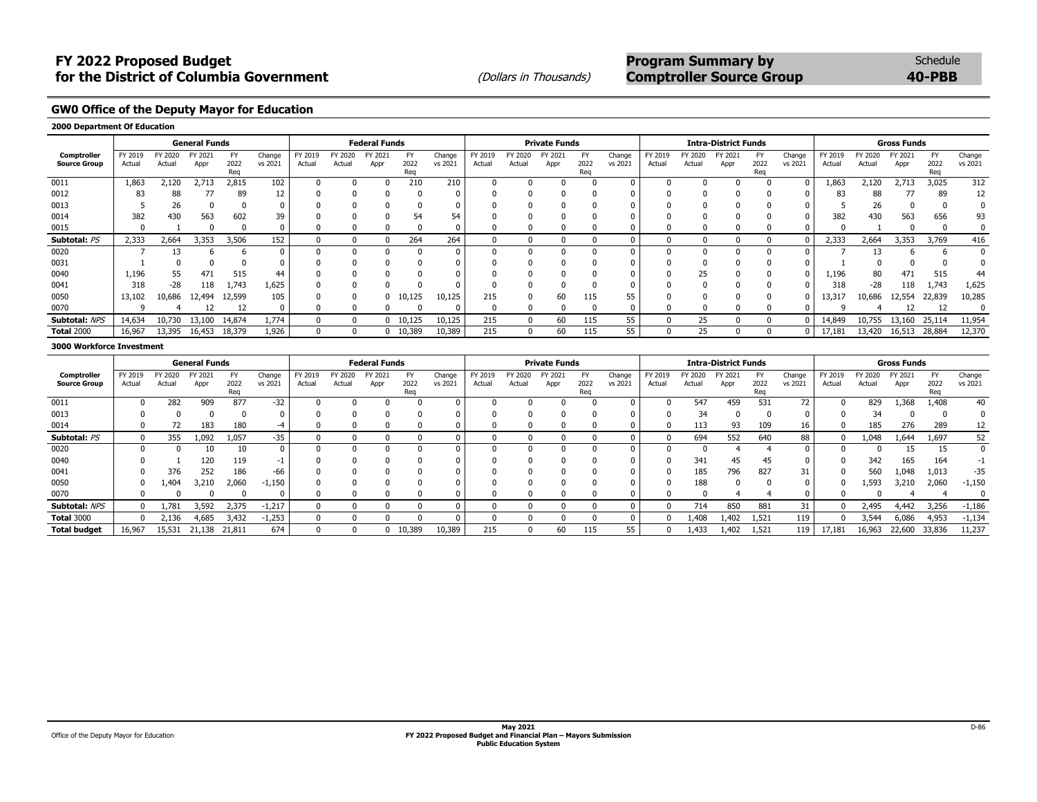# FY 2022 Proposed Budget for the District of Columbia Government

(Dollars in Thousands)

**Program Summary by Comptroller Source Group**

Schedule **40-PBB**

## GW0 Office of the Deputy Mayor for Education

### 2000 Department Of Education

| Comptroller Source Group | General Funds | | | | | Federal Funds | | | | | Private Funds | | | | | Intra-District Funds | | | | | Gross Funds | | | | |
|---|---|---|---|---|---|---|---|---|---|---|---|---|---|---|---|---|---|---|---|---|---|---|---|---|---|
| | FY 2019 Actual | FY 2020 Actual | FY 2021 Appr | FY 2022 Req | Change vs 2021 | FY 2019 Actual | FY 2020 Actual | FY 2021 Appr | FY 2022 Req | Change vs 2021 | FY 2019 Actual | FY 2020 Actual | FY 2021 Appr | FY 2022 Req | Change vs 2021 | FY 2019 Actual | FY 2020 Actual | FY 2021 Appr | FY 2022 Req | Change vs 2021 | FY 2019 Actual | FY 2020 Actual | FY 2021 Appr | FY 2022 Req | Change vs 2021 |
| 0011 | 1,863 | 2,120 | 2,713 | 2,815 | 102 | 0 | 0 | 0 | 210 | 210 | 0 | 0 | 0 | 0 | 0 | 0 | 0 | 0 | 0 | 0 | 1,863 | 2,120 | 2,713 | 3,025 | 312 |
| 0012 | 83 | 88 | 77 | 89 | 12 | 0 | 0 | 0 | 0 | 0 | 0 | 0 | 0 | 0 | 0 | 0 | 0 | 0 | 0 | 0 | 83 | 88 | 77 | 89 | 12 |
| 0013 | 5 | 26 | 0 | 0 | 0 | 0 | 0 | 0 | 0 | 0 | 0 | 0 | 0 | 0 | 0 | 0 | 0 | 0 | 0 | 0 | 5 | 26 | 0 | 0 | 0 |
| 0014 | 382 | 430 | 563 | 602 | 39 | 0 | 0 | 0 | 54 | 54 | 0 | 0 | 0 | 0 | 0 | 0 | 0 | 0 | 0 | 0 | 382 | 430 | 563 | 656 | 93 |
| 0015 | 0 | 1 | 0 | 0 | 0 | 0 | 0 | 0 | 0 | 0 | 0 | 0 | 0 | 0 | 0 | 0 | 0 | 0 | 0 | 0 | 0 | 1 | 0 | 0 | 0 |
| **Subtotal:** *PS* | 2,333 | 2,664 | 3,353 | 3,506 | 152 | 0 | 0 | 0 | 264 | 264 | 0 | 0 | 0 | 0 | 0 | 0 | 0 | 0 | 0 | 0 | 2,333 | 2,664 | 3,353 | 3,769 | 416 |
| 0020 | 7 | 13 | 6 | 6 | 0 | 0 | 0 | 0 | 0 | 0 | 0 | 0 | 0 | 0 | 0 | 0 | 0 | 0 | 0 | 0 | 7 | 13 | 6 | 6 | 0 |
| 0031 | 1 | 0 | 0 | 0 | 0 | 0 | 0 | 0 | 0 | 0 | 0 | 0 | 0 | 0 | 0 | 0 | 0 | 0 | 0 | 0 | 1 | 0 | 0 | 0 | 0 |
| 0040 | 1,196 | 55 | 471 | 515 | 44 | 0 | 0 | 0 | 0 | 0 | 0 | 0 | 0 | 0 | 0 | 0 | 25 | 0 | 0 | 0 | 1,196 | 80 | 471 | 515 | 44 |
| 0041 | 318 | -28 | 118 | 1,743 | 1,625 | 0 | 0 | 0 | 0 | 0 | 0 | 0 | 0 | 0 | 0 | 0 | 0 | 0 | 0 | 0 | 318 | -28 | 118 | 1,743 | 1,625 |
| 0050 | 13,102 | 10,686 | 12,494 | 12,599 | 105 | 0 | 0 | 0 | 10,125 | 10,125 | 215 | 0 | 60 | 115 | 55 | 0 | 0 | 0 | 0 | 0 | 13,317 | 10,686 | 12,554 | 22,839 | 10,285 |
| 0070 | 9 | 4 | 12 | 12 | 0 | 0 | 0 | 0 | 0 | 0 | 0 | 0 | 0 | 0 | 0 | 0 | 0 | 0 | 0 | 0 | 9 | 4 | 12 | 12 | 0 |
| **Subtotal:** *NPS* | 14,634 | 10,730 | 13,100 | 14,874 | 1,774 | 0 | 0 | 0 | 10,125 | 10,125 | 215 | 0 | 60 | 115 | 55 | 0 | 25 | 0 | 0 | 0 | 14,849 | 10,755 | 13,160 | 25,114 | 11,954 |
| **Total** 2000 | 16,967 | 13,395 | 16,453 | 18,379 | 1,926 | 0 | 0 | 0 | 10,389 | 10,389 | 215 | 0 | 60 | 115 | 55 | 0 | 25 | 0 | 0 | 0 | 17,181 | 13,420 | 16,513 | 28,884 | 12,370 |

### 3000 Workforce Investment

| Comptroller Source Group | General Funds | | | | | Federal Funds | | | | | Private Funds | | | | | Intra-District Funds | | | | | Gross Funds | | | | |
|---|---|---|---|---|---|---|---|---|---|---|---|---|---|---|---|---|---|---|---|---|---|---|---|---|---|
| | FY 2019 Actual | FY 2020 Actual | FY 2021 Appr | FY 2022 Req | Change vs 2021 | FY 2019 Actual | FY 2020 Actual | FY 2021 Appr | FY 2022 Req | Change vs 2021 | FY 2019 Actual | FY 2020 Actual | FY 2021 Appr | FY 2022 Req | Change vs 2021 | FY 2019 Actual | FY 2020 Actual | FY 2021 Appr | FY 2022 Req | Change vs 2021 | FY 2019 Actual | FY 2020 Actual | FY 2021 Appr | FY 2022 Req | Change vs 2021 |
| 0011 | 0 | 282 | 909 | 877 | -32 | 0 | 0 | 0 | 0 | 0 | 0 | 0 | 0 | 0 | 0 | 0 | 547 | 459 | 531 | 72 | 0 | 829 | 1,368 | 1,408 | 40 |
| 0013 | 0 | 0 | 0 | 0 | 0 | 0 | 0 | 0 | 0 | 0 | 0 | 0 | 0 | 0 | 0 | 0 | 34 | 0 | 0 | 0 | 0 | 34 | 0 | 0 | 0 |
| 0014 | 0 | 72 | 183 | 180 | -4 | 0 | 0 | 0 | 0 | 0 | 0 | 0 | 0 | 0 | 0 | 0 | 113 | 93 | 109 | 16 | 0 | 185 | 276 | 289 | 12 |
| **Subtotal:** *PS* | 0 | 355 | 1,092 | 1,057 | -35 | 0 | 0 | 0 | 0 | 0 | 0 | 0 | 0 | 0 | 0 | 0 | 694 | 552 | 640 | 88 | 0 | 1,048 | 1,644 | 1,697 | 52 |
| 0020 | 0 | 0 | 10 | 10 | 0 | 0 | 0 | 0 | 0 | 0 | 0 | 0 | 0 | 0 | 0 | 0 | 0 | 4 | 4 | 0 | 0 | 0 | 15 | 15 | 0 |
| 0040 | 0 | 1 | 120 | 119 | -1 | 0 | 0 | 0 | 0 | 0 | 0 | 0 | 0 | 0 | 0 | 0 | 341 | 45 | 45 | 0 | 0 | 342 | 165 | 164 | -1 |
| 0041 | 0 | 376 | 252 | 186 | -66 | 0 | 0 | 0 | 0 | 0 | 0 | 0 | 0 | 0 | 0 | 0 | 185 | 796 | 827 | 31 | 0 | 560 | 1,048 | 1,013 | -35 |
| 0050 | 0 | 1,404 | 3,210 | 2,060 | -1,150 | 0 | 0 | 0 | 0 | 0 | 0 | 0 | 0 | 0 | 0 | 0 | 188 | 0 | 0 | 0 | 0 | 1,593 | 3,210 | 2,060 | -1,150 |
| 0070 | 0 | 0 | 0 | 0 | 0 | 0 | 0 | 0 | 0 | 0 | 0 | 0 | 0 | 0 | 0 | 0 | 0 | 4 | 4 | 0 | 0 | 0 | 4 | 4 | 0 |
| **Subtotal:** *NPS* | 0 | 1,781 | 3,592 | 2,375 | -1,217 | 0 | 0 | 0 | 0 | 0 | 0 | 0 | 0 | 0 | 0 | 0 | 714 | 850 | 881 | 31 | 0 | 2,495 | 4,442 | 3,256 | -1,186 |
| **Total** 3000 | 0 | 2,136 | 4,685 | 3,432 | -1,253 | 0 | 0 | 0 | 0 | 0 | 0 | 0 | 0 | 0 | 0 | 0 | 1,408 | 1,402 | 1,521 | 119 | 0 | 3,544 | 6,086 | 4,953 | -1,134 |
| **Total budget** | 16,967 | 15,531 | 21,138 | 21,811 | 674 | 0 | 0 | 0 | 10,389 | 10,389 | 215 | 0 | 60 | 115 | 55 | 0 | 1,433 | 1,402 | 1,521 | 119 | 17,181 | 16,963 | 22,600 | 33,836 | 11,237 |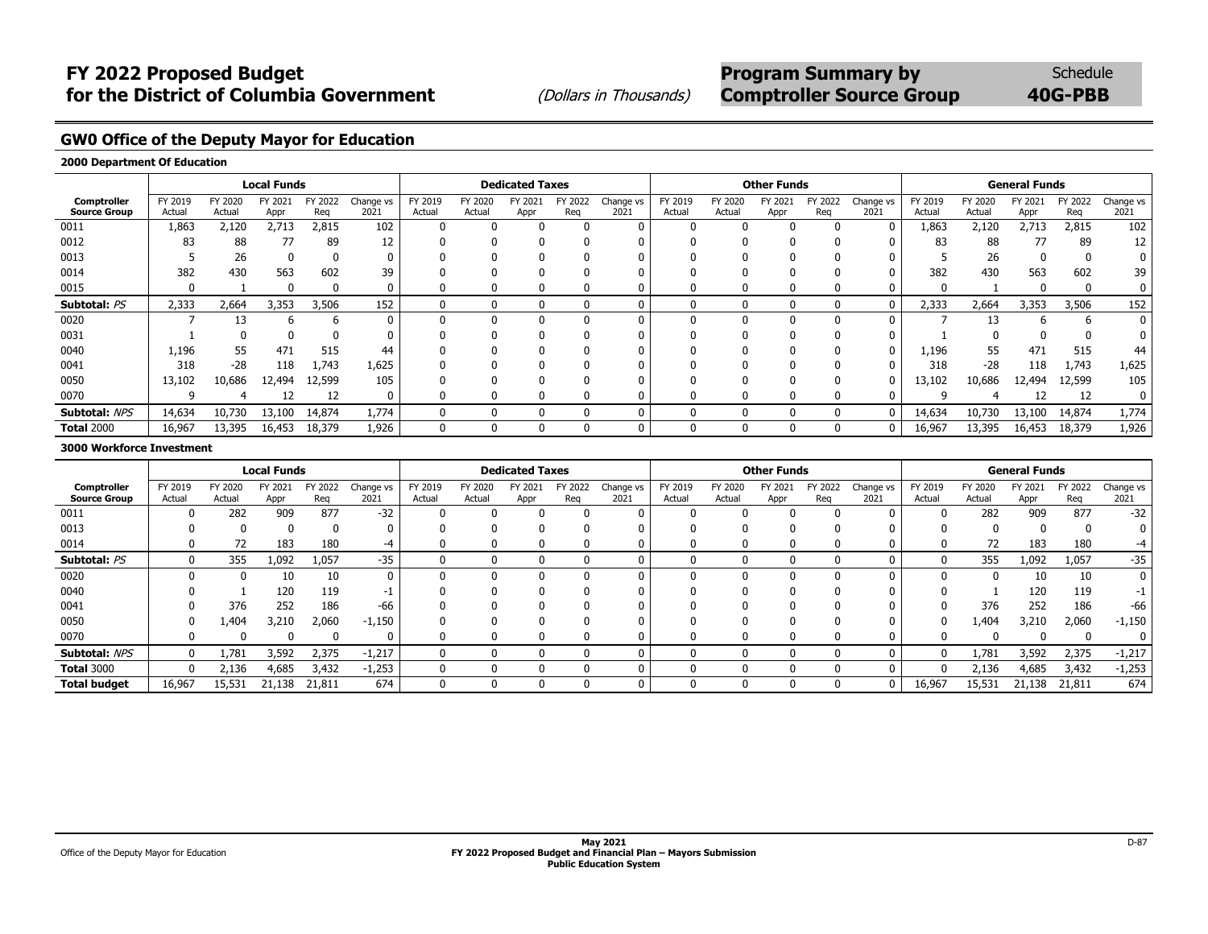# FY 2022 Proposed Budget for the District of Columbia Government

(Dollars in Thousands)

**Program Summary by Comptroller Source Group** Schedule **40G-PBB**

## GW0 Office of the Deputy Mayor for Education

### 2000 Department Of Education

| | Local Funds | | | | | Dedicated Taxes | | | | | Other Funds | | | | | General Funds | | | | |
|---|---|---|---|---|---|---|---|---|---|---|---|---|---|---|---|---|---|---|---|---|
| Comptroller Source Group | FY 2019 Actual | FY 2020 Actual | FY 2021 Appr | FY 2022 Req | Change vs 2021 | FY 2019 Actual | FY 2020 Actual | FY 2021 Appr | FY 2022 Req | Change vs 2021 | FY 2019 Actual | FY 2020 Actual | FY 2021 Appr | FY 2022 Req | Change vs 2021 | FY 2019 Actual | FY 2020 Actual | FY 2021 Appr | FY 2022 Req | Change vs 2021 |
| 0011 | 1,863 | 2,120 | 2,713 | 2,815 | 102 | 0 | 0 | 0 | 0 | 0 | 0 | 0 | 0 | 0 | 0 | 1,863 | 2,120 | 2,713 | 2,815 | 102 |
| 0012 | 83 | 88 | 77 | 89 | 12 | 0 | 0 | 0 | 0 | 0 | 0 | 0 | 0 | 0 | 0 | 83 | 88 | 77 | 89 | 12 |
| 0013 | 5 | 26 | 0 | 0 | 0 | 0 | 0 | 0 | 0 | 0 | 0 | 0 | 0 | 0 | 0 | 5 | 26 | 0 | 0 | 0 |
| 0014 | 382 | 430 | 563 | 602 | 39 | 0 | 0 | 0 | 0 | 0 | 0 | 0 | 0 | 0 | 0 | 382 | 430 | 563 | 602 | 39 |
| 0015 | 0 | 1 | 0 | 0 | 0 | 0 | 0 | 0 | 0 | 0 | 0 | 0 | 0 | 0 | 0 | 0 | 1 | 0 | 0 | 0 |
| **Subtotal:** *PS* | 2,333 | 2,664 | 3,353 | 3,506 | 152 | 0 | 0 | 0 | 0 | 0 | 0 | 0 | 0 | 0 | 0 | 2,333 | 2,664 | 3,353 | 3,506 | 152 |
| 0020 | 7 | 13 | 6 | 6 | 0 | 0 | 0 | 0 | 0 | 0 | 0 | 0 | 0 | 0 | 0 | 7 | 13 | 6 | 6 | 0 |
| 0031 | 1 | 0 | 0 | 0 | 0 | 0 | 0 | 0 | 0 | 0 | 0 | 0 | 0 | 0 | 0 | 1 | 0 | 0 | 0 | 0 |
| 0040 | 1,196 | 55 | 471 | 515 | 44 | 0 | 0 | 0 | 0 | 0 | 0 | 0 | 0 | 0 | 0 | 1,196 | 55 | 471 | 515 | 44 |
| 0041 | 318 | -28 | 118 | 1,743 | 1,625 | 0 | 0 | 0 | 0 | 0 | 0 | 0 | 0 | 0 | 0 | 318 | -28 | 118 | 1,743 | 1,625 |
| 0050 | 13,102 | 10,686 | 12,494 | 12,599 | 105 | 0 | 0 | 0 | 0 | 0 | 0 | 0 | 0 | 0 | 0 | 13,102 | 10,686 | 12,494 | 12,599 | 105 |
| 0070 | 9 | 4 | 12 | 12 | 0 | 0 | 0 | 0 | 0 | 0 | 0 | 0 | 0 | 0 | 0 | 9 | 4 | 12 | 12 | 0 |
| **Subtotal:** *NPS* | 14,634 | 10,730 | 13,100 | 14,874 | 1,774 | 0 | 0 | 0 | 0 | 0 | 0 | 0 | 0 | 0 | 0 | 14,634 | 10,730 | 13,100 | 14,874 | 1,774 |
| **Total** 2000 | 16,967 | 13,395 | 16,453 | 18,379 | 1,926 | 0 | 0 | 0 | 0 | 0 | 0 | 0 | 0 | 0 | 0 | 16,967 | 13,395 | 16,453 | 18,379 | 1,926 |

### 3000 Workforce Investment

| | Local Funds | | | | | Dedicated Taxes | | | | | Other Funds | | | | | General Funds | | | | |
|---|---|---|---|---|---|---|---|---|---|---|---|---|---|---|---|---|---|---|---|---|
| Comptroller Source Group | FY 2019 Actual | FY 2020 Actual | FY 2021 Appr | FY 2022 Req | Change vs 2021 | FY 2019 Actual | FY 2020 Actual | FY 2021 Appr | FY 2022 Req | Change vs 2021 | FY 2019 Actual | FY 2020 Actual | FY 2021 Appr | FY 2022 Req | Change vs 2021 | FY 2019 Actual | FY 2020 Actual | FY 2021 Appr | FY 2022 Req | Change vs 2021 |
| 0011 | 0 | 282 | 909 | 877 | -32 | 0 | 0 | 0 | 0 | 0 | 0 | 0 | 0 | 0 | 0 | 0 | 282 | 909 | 877 | -32 |
| 0013 | 0 | 0 | 0 | 0 | 0 | 0 | 0 | 0 | 0 | 0 | 0 | 0 | 0 | 0 | 0 | 0 | 0 | 0 | 0 | 0 |
| 0014 | 0 | 72 | 183 | 180 | -4 | 0 | 0 | 0 | 0 | 0 | 0 | 0 | 0 | 0 | 0 | 0 | 72 | 183 | 180 | -4 |
| **Subtotal:** *PS* | 0 | 355 | 1,092 | 1,057 | -35 | 0 | 0 | 0 | 0 | 0 | 0 | 0 | 0 | 0 | 0 | 0 | 355 | 1,092 | 1,057 | -35 |
| 0020 | 0 | 0 | 10 | 10 | 0 | 0 | 0 | 0 | 0 | 0 | 0 | 0 | 0 | 0 | 0 | 0 | 0 | 10 | 10 | 0 |
| 0040 | 0 | 1 | 120 | 119 | -1 | 0 | 0 | 0 | 0 | 0 | 0 | 0 | 0 | 0 | 0 | 0 | 1 | 120 | 119 | -1 |
| 0041 | 0 | 376 | 252 | 186 | -66 | 0 | 0 | 0 | 0 | 0 | 0 | 0 | 0 | 0 | 0 | 0 | 376 | 252 | 186 | -66 |
| 0050 | 0 | 1,404 | 3,210 | 2,060 | -1,150 | 0 | 0 | 0 | 0 | 0 | 0 | 0 | 0 | 0 | 0 | 0 | 1,404 | 3,210 | 2,060 | -1,150 |
| 0070 | 0 | 0 | 0 | 0 | 0 | 0 | 0 | 0 | 0 | 0 | 0 | 0 | 0 | 0 | 0 | 0 | 0 | 0 | 0 | 0 |
| **Subtotal:** *NPS* | 0 | 1,781 | 3,592 | 2,375 | -1,217 | 0 | 0 | 0 | 0 | 0 | 0 | 0 | 0 | 0 | 0 | 0 | 1,781 | 3,592 | 2,375 | -1,217 |
| **Total** 3000 | 0 | 2,136 | 4,685 | 3,432 | -1,253 | 0 | 0 | 0 | 0 | 0 | 0 | 0 | 0 | 0 | 0 | 0 | 2,136 | 4,685 | 3,432 | -1,253 |
| **Total budget** | 16,967 | 15,531 | 21,138 | 21,811 | 674 | 0 | 0 | 0 | 0 | 0 | 0 | 0 | 0 | 0 | 0 | 16,967 | 15,531 | 21,138 | 21,811 | 674 |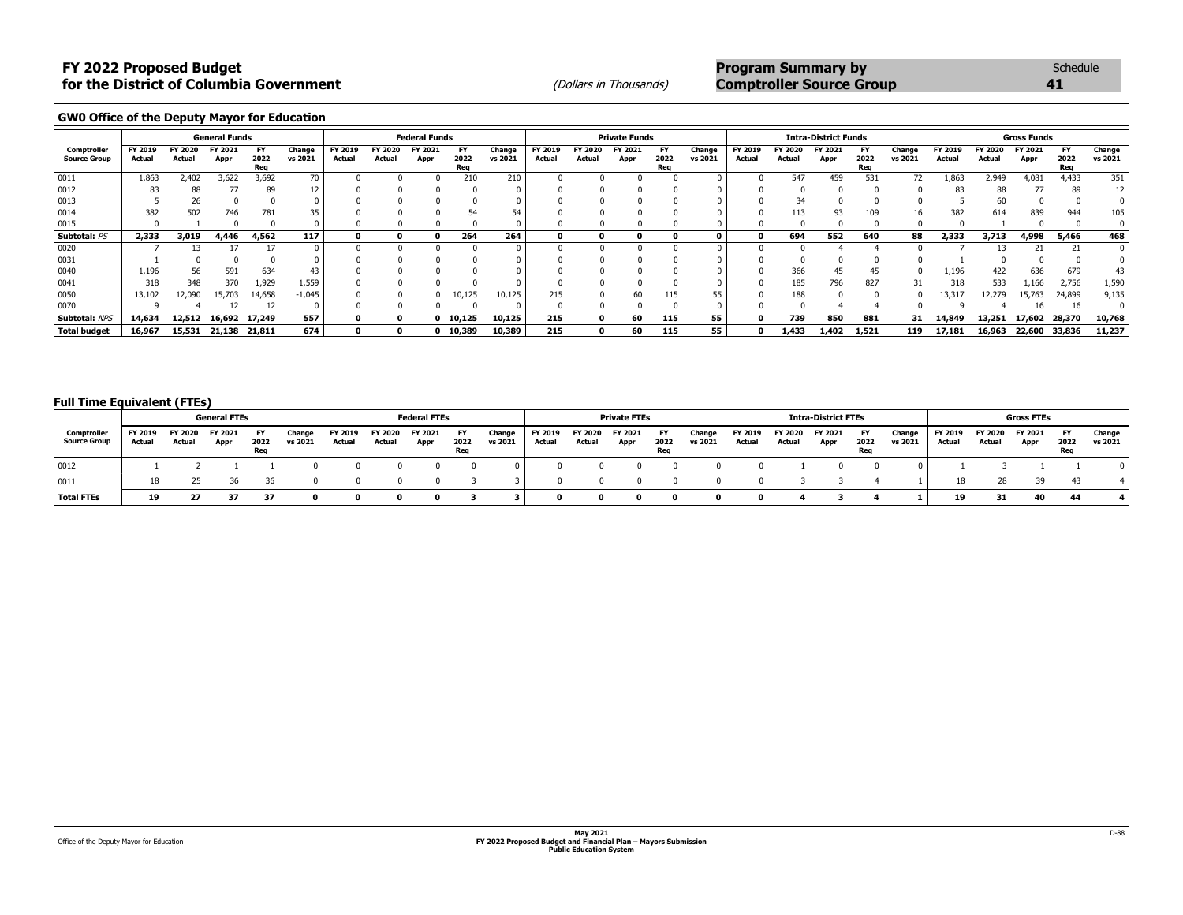# FY 2022 Proposed Budget for the District of Columbia Government

(Dollars in Thousands)

## Program Summary by Comptroller Source Group

Schedule **41**

### GW0 Office of the Deputy Mayor for Education

| Comptroller Source Group | General Funds | | | | | Federal Funds | | | | | Private Funds | | | | | Intra-District Funds | | | | | Gross Funds | | | | |
|---|---|---|---|---|---|---|---|---|---|---|---|---|---|---|---|---|---|---|---|---|---|---|---|---|---|
| | FY 2019 Actual | FY 2020 Actual | FY 2021 Appr | FY 2022 Req | Change vs 2021 | FY 2019 Actual | FY 2020 Actual | FY 2021 Appr | FY 2022 Req | Change vs 2021 | FY 2019 Actual | FY 2020 Actual | FY 2021 Appr | FY 2022 Req | Change vs 2021 | FY 2019 Actual | FY 2020 Actual | FY 2021 Appr | FY 2022 Req | Change vs 2021 | FY 2019 Actual | FY 2020 Actual | FY 2021 Appr | FY 2022 Req | Change vs 2021 |
| 0011 | 1,863 | 2,402 | 3,622 | 3,692 | 70 | 0 | 0 | 0 | 210 | 210 | 0 | 0 | 0 | 0 | 0 | 0 | 547 | 459 | 531 | 72 | 1,863 | 2,949 | 4,081 | 4,433 | 351 |
| 0012 | 83 | 88 | 77 | 89 | 12 | 0 | 0 | 0 | 0 | 0 | 0 | 0 | 0 | 0 | 0 | 0 | 0 | 0 | 0 | 0 | 83 | 88 | 77 | 89 | 12 |
| 0013 | 5 | 26 | 0 | 0 | 0 | 0 | 0 | 0 | 0 | 0 | 0 | 0 | 0 | 0 | 0 | 0 | 34 | 0 | 0 | 0 | 5 | 60 | 0 | 0 | 0 |
| 0014 | 382 | 502 | 746 | 781 | 35 | 0 | 0 | 0 | 54 | 54 | 0 | 0 | 0 | 0 | 0 | 0 | 113 | 93 | 109 | 16 | 382 | 614 | 839 | 944 | 105 |
| 0015 | 0 | 1 | 0 | 0 | 0 | 0 | 0 | 0 | 0 | 0 | 0 | 0 | 0 | 0 | 0 | 0 | 0 | 0 | 0 | 0 | 0 | 1 | 0 | 0 | 0 |
| **Subtotal:** *PS* | **2,333** | **3,019** | **4,446** | **4,562** | **117** | **0** | **0** | **0** | **264** | **264** | **0** | **0** | **0** | **0** | **0** | **0** | **694** | **552** | **640** | **88** | **2,333** | **3,713** | **4,998** | **5,466** | **468** |
| 0020 | 7 | 13 | 17 | 17 | 0 | 0 | 0 | 0 | 0 | 0 | 0 | 0 | 0 | 0 | 0 | 0 | 0 | 4 | 4 | 0 | 7 | 13 | 21 | 21 | 0 |
| 0031 | 1 | 0 | 0 | 0 | 0 | 0 | 0 | 0 | 0 | 0 | 0 | 0 | 0 | 0 | 0 | 0 | 0 | 0 | 0 | 0 | 1 | 0 | 0 | 0 | 0 |
| 0040 | 1,196 | 56 | 591 | 634 | 43 | 0 | 0 | 0 | 0 | 0 | 0 | 0 | 0 | 0 | 0 | 0 | 366 | 45 | 45 | 0 | 1,196 | 422 | 636 | 679 | 43 |
| 0041 | 318 | 348 | 370 | 1,929 | 1,559 | 0 | 0 | 0 | 0 | 0 | 0 | 0 | 0 | 0 | 0 | 0 | 185 | 796 | 827 | 31 | 318 | 533 | 1,166 | 2,756 | 1,590 |
| 0050 | 13,102 | 12,090 | 15,703 | 14,658 | -1,045 | 0 | 0 | 0 | 10,125 | 10,125 | 215 | 0 | 60 | 115 | 55 | 0 | 188 | 0 | 0 | 0 | 13,317 | 12,279 | 15,763 | 24,899 | 9,135 |
| 0070 | 9 | 4 | 12 | 12 | 0 | 0 | 0 | 0 | 0 | 0 | 0 | 0 | 0 | 0 | 0 | 0 | 0 | 4 | 4 | 0 | 9 | 4 | 16 | 16 | 0 |
| **Subtotal:** *NPS* | **14,634** | **12,512** | **16,692** | **17,249** | **557** | **0** | **0** | **0** | **10,125** | **10,125** | **215** | **0** | **60** | **115** | **55** | **0** | **739** | **850** | **881** | **31** | **14,849** | **13,251** | **17,602** | **28,370** | **10,768** |
| **Total budget** | **16,967** | **15,531** | **21,138** | **21,811** | **674** | **0** | **0** | **0** | **10,389** | **10,389** | **215** | **0** | **60** | **115** | **55** | **0** | **1,433** | **1,402** | **1,521** | **119** | **17,181** | **16,963** | **22,600** | **33,836** | **11,237** |

### Full Time Equivalent (FTEs)

| Comptroller Source Group | General FTEs | | | | | Federal FTEs | | | | | Private FTEs | | | | | Intra-District FTEs | | | | | Gross FTEs | | | | |
|---|---|---|---|---|---|---|---|---|---|---|---|---|---|---|---|---|---|---|---|---|---|---|---|---|---|
| | FY 2019 Actual | FY 2020 Actual | FY 2021 Appr | FY 2022 Req | Change vs 2021 | FY 2019 Actual | FY 2020 Actual | FY 2021 Appr | FY 2022 Req | Change vs 2021 | FY 2019 Actual | FY 2020 Actual | FY 2021 Appr | FY 2022 Req | Change vs 2021 | FY 2019 Actual | FY 2020 Actual | FY 2021 Appr | FY 2022 Req | Change vs 2021 | FY 2019 Actual | FY 2020 Actual | FY 2021 Appr | FY 2022 Req | Change vs 2021 |
| 0012 | 1 | 2 | 1 | 1 | 0 | 0 | 0 | 0 | 0 | 0 | 0 | 0 | 0 | 0 | 0 | 0 | 1 | 0 | 0 | 0 | 1 | 3 | 1 | 1 | 0 |
| 0011 | 18 | 25 | 36 | 36 | 0 | 0 | 0 | 0 | 3 | 3 | 0 | 0 | 0 | 0 | 0 | 0 | 3 | 3 | 4 | 1 | 18 | 28 | 39 | 43 | 4 |
| **Total FTEs** | **19** | **27** | **37** | **37** | **0** | **0** | **0** | **0** | **3** | **3** | **0** | **0** | **0** | **0** | **0** | **0** | **4** | **3** | **4** | **1** | **19** | **31** | **40** | **44** | **4** |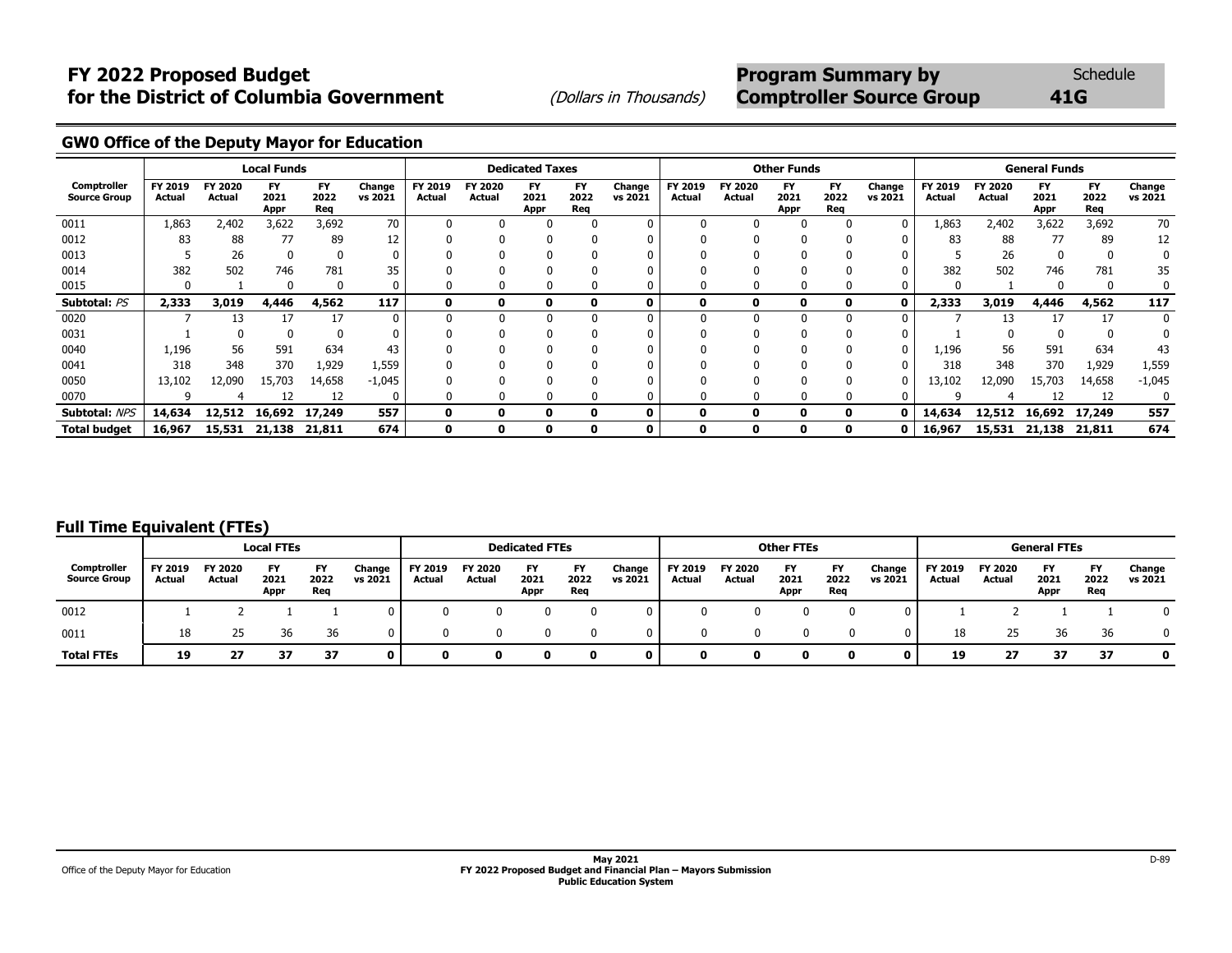# FY 2022 Proposed Budget for the District of Columbia Government

(Dollars in Thousands)

**Program Summary by Comptroller Source Group** — Schedule **41G**

## GW0 Office of the Deputy Mayor for Education

| Comptroller Source Group | Local Funds | | | | | Dedicated Taxes | | | | | Other Funds | | | | | General Funds | | | | |
|---|---|---|---|---|---|---|---|---|---|---|---|---|---|---|---|---|---|---|---|---|
| | FY 2019 Actual | FY 2020 Actual | FY 2021 Appr | FY 2022 Req | Change vs 2021 | FY 2019 Actual | FY 2020 Actual | FY 2021 Appr | FY 2022 Req | Change vs 2021 | FY 2019 Actual | FY 2020 Actual | FY 2021 Appr | FY 2022 Req | Change vs 2021 | FY 2019 Actual | FY 2020 Actual | FY 2021 Appr | FY 2022 Req | Change vs 2021 |
| 0011 | 1,863 | 2,402 | 3,622 | 3,692 | 70 | 0 | 0 | 0 | 0 | 0 | 0 | 0 | 0 | 0 | 0 | 1,863 | 2,402 | 3,622 | 3,692 | 70 |
| 0012 | 83 | 88 | 77 | 89 | 12 | 0 | 0 | 0 | 0 | 0 | 0 | 0 | 0 | 0 | 0 | 83 | 88 | 77 | 89 | 12 |
| 0013 | 5 | 26 | 0 | 0 | 0 | 0 | 0 | 0 | 0 | 0 | 0 | 0 | 0 | 0 | 0 | 5 | 26 | 0 | 0 | 0 |
| 0014 | 382 | 502 | 746 | 781 | 35 | 0 | 0 | 0 | 0 | 0 | 0 | 0 | 0 | 0 | 0 | 382 | 502 | 746 | 781 | 35 |
| 0015 | 0 | 1 | 0 | 0 | 0 | 0 | 0 | 0 | 0 | 0 | 0 | 0 | 0 | 0 | 0 | 0 | 1 | 0 | 0 | 0 |
| **Subtotal:** *PS* | **2,333** | **3,019** | **4,446** | **4,562** | **117** | **0** | **0** | **0** | **0** | **0** | **0** | **0** | **0** | **0** | **0** | **2,333** | **3,019** | **4,446** | **4,562** | **117** |
| 0020 | 7 | 13 | 17 | 17 | 0 | 0 | 0 | 0 | 0 | 0 | 0 | 0 | 0 | 0 | 0 | 7 | 13 | 17 | 17 | 0 |
| 0031 | 1 | 0 | 0 | 0 | 0 | 0 | 0 | 0 | 0 | 0 | 0 | 0 | 0 | 0 | 0 | 1 | 0 | 0 | 0 | 0 |
| 0040 | 1,196 | 56 | 591 | 634 | 43 | 0 | 0 | 0 | 0 | 0 | 0 | 0 | 0 | 0 | 0 | 1,196 | 56 | 591 | 634 | 43 |
| 0041 | 318 | 348 | 370 | 1,929 | 1,559 | 0 | 0 | 0 | 0 | 0 | 0 | 0 | 0 | 0 | 0 | 318 | 348 | 370 | 1,929 | 1,559 |
| 0050 | 13,102 | 12,090 | 15,703 | 14,658 | -1,045 | 0 | 0 | 0 | 0 | 0 | 0 | 0 | 0 | 0 | 0 | 13,102 | 12,090 | 15,703 | 14,658 | -1,045 |
| 0070 | 9 | 4 | 12 | 12 | 0 | 0 | 0 | 0 | 0 | 0 | 0 | 0 | 0 | 0 | 0 | 9 | 4 | 12 | 12 | 0 |
| **Subtotal:** *NPS* | **14,634** | **12,512** | **16,692** | **17,249** | **557** | **0** | **0** | **0** | **0** | **0** | **0** | **0** | **0** | **0** | **0** | **14,634** | **12,512** | **16,692** | **17,249** | **557** |
| **Total budget** | **16,967** | **15,531** | **21,138** | **21,811** | **674** | **0** | **0** | **0** | **0** | **0** | **0** | **0** | **0** | **0** | **0** | **16,967** | **15,531** | **21,138** | **21,811** | **674** |

## Full Time Equivalent (FTEs)

| Comptroller Source Group | Local FTEs | | | | | Dedicated FTEs | | | | | Other FTEs | | | | | General FTEs | | | | |
|---|---|---|---|---|---|---|---|---|---|---|---|---|---|---|---|---|---|---|---|---|
| | FY 2019 Actual | FY 2020 Actual | FY 2021 Appr | FY 2022 Req | Change vs 2021 | FY 2019 Actual | FY 2020 Actual | FY 2021 Appr | FY 2022 Req | Change vs 2021 | FY 2019 Actual | FY 2020 Actual | FY 2021 Appr | FY 2022 Req | Change vs 2021 | FY 2019 Actual | FY 2020 Actual | FY 2021 Appr | FY 2022 Req | Change vs 2021 |
| 0012 | 1 | 2 | 1 | 1 | 0 | 0 | 0 | 0 | 0 | 0 | 0 | 0 | 0 | 0 | 0 | 1 | 2 | 1 | 1 | 0 |
| 0011 | 18 | 25 | 36 | 36 | 0 | 0 | 0 | 0 | 0 | 0 | 0 | 0 | 0 | 0 | 0 | 18 | 25 | 36 | 36 | 0 |
| **Total FTEs** | **19** | **27** | **37** | **37** | **0** | **0** | **0** | **0** | **0** | **0** | **0** | **0** | **0** | **0** | **0** | **19** | **27** | **37** | **37** | **0** |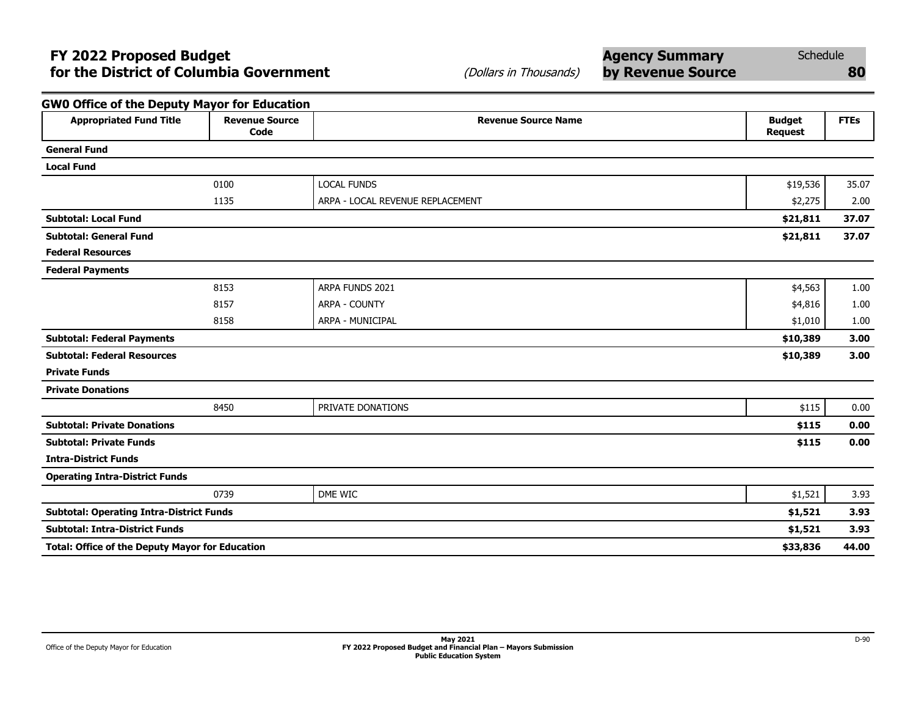# FY 2022 Proposed Budget for the District of Columbia Government

*(Dollars in Thousands)*

**Agency Summary by Revenue Source** — Schedule **80**

## GW0 Office of the Deputy Mayor for Education

| Appropriated Fund Title | Revenue Source Code | Revenue Source Name | Budget Request | FTEs |
|---|---|---|---|---|
| **General Fund** | | | | |
| **Local Fund** | | | | |
| | 0100 | LOCAL FUNDS | $19,536 | 35.07 |
| | 1135 | ARPA - LOCAL REVENUE REPLACEMENT | $2,275 | 2.00 |
| **Subtotal: Local Fund** | | | **$21,811** | **37.07** |
| **Subtotal: General Fund** | | | **$21,811** | **37.07** |
| **Federal Resources** | | | | |
| **Federal Payments** | | | | |
| | 8153 | ARPA FUNDS 2021 | $4,563 | 1.00 |
| | 8157 | ARPA - COUNTY | $4,816 | 1.00 |
| | 8158 | ARPA - MUNICIPAL | $1,010 | 1.00 |
| **Subtotal: Federal Payments** | | | **$10,389** | **3.00** |
| **Subtotal: Federal Resources** | | | **$10,389** | **3.00** |
| **Private Funds** | | | | |
| **Private Donations** | | | | |
| | 8450 | PRIVATE DONATIONS | $115 | 0.00 |
| **Subtotal: Private Donations** | | | **$115** | **0.00** |
| **Subtotal: Private Funds** | | | **$115** | **0.00** |
| **Intra-District Funds** | | | | |
| **Operating Intra-District Funds** | | | | |
| | 0739 | DME WIC | $1,521 | 3.93 |
| **Subtotal: Operating Intra-District Funds** | | | **$1,521** | **3.93** |
| **Subtotal: Intra-District Funds** | | | **$1,521** | **3.93** |
| **Total: Office of the Deputy Mayor for Education** | | | **$33,836** | **44.00** |